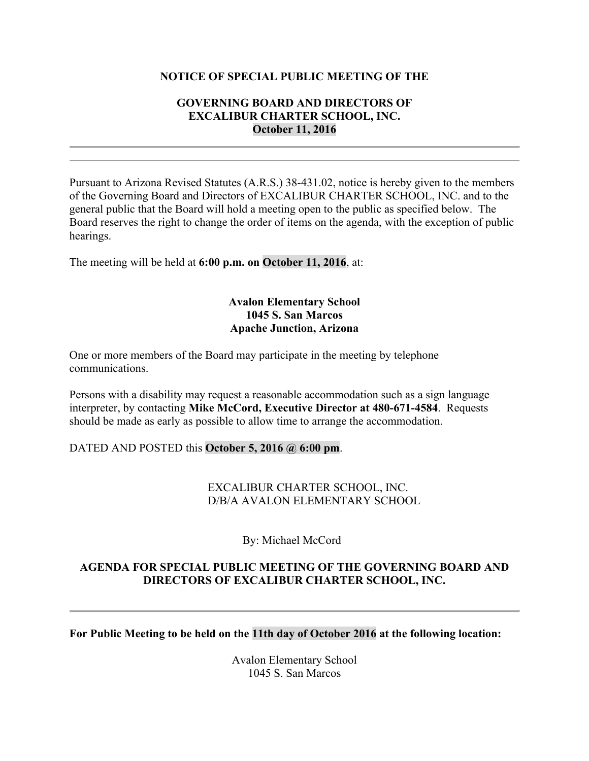**NOTICE OF SPECIAL PUBLIC MEETING OF THE**

**GOVERNING BOARD AND DIRECTORS OF**
**EXCALIBUR CHARTER SCHOOL, INC.**
**October 11, 2016**

---

Pursuant to Arizona Revised Statutes (A.R.S.) 38-431.02, notice is hereby given to the members of the Governing Board and Directors of EXCALIBUR CHARTER SCHOOL, INC. and to the general public that the Board will hold a meeting open to the public as specified below. The Board reserves the right to change the order of items on the agenda, with the exception of public hearings.

The meeting will be held at **6:00 p.m. on October 11, 2016**, at:

**Avalon Elementary School**
**1045 S. San Marcos**
**Apache Junction, Arizona**

One or more members of the Board may participate in the meeting by telephone communications.

Persons with a disability may request a reasonable accommodation such as a sign language interpreter, by contacting **Mike McCord, Executive Director at 480-671-4584**. Requests should be made as early as possible to allow time to arrange the accommodation.

DATED AND POSTED this **October 5, 2016 @ 6:00 pm**.

EXCALIBUR CHARTER SCHOOL, INC.
D/B/A AVALON ELEMENTARY SCHOOL

By: Michael McCord

**AGENDA FOR SPECIAL PUBLIC MEETING OF THE GOVERNING BOARD AND DIRECTORS OF EXCALIBUR CHARTER SCHOOL, INC.**

---

**For Public Meeting to be held on the 11th day of October 2016 at the following location:**

Avalon Elementary School
1045 S. San Marcos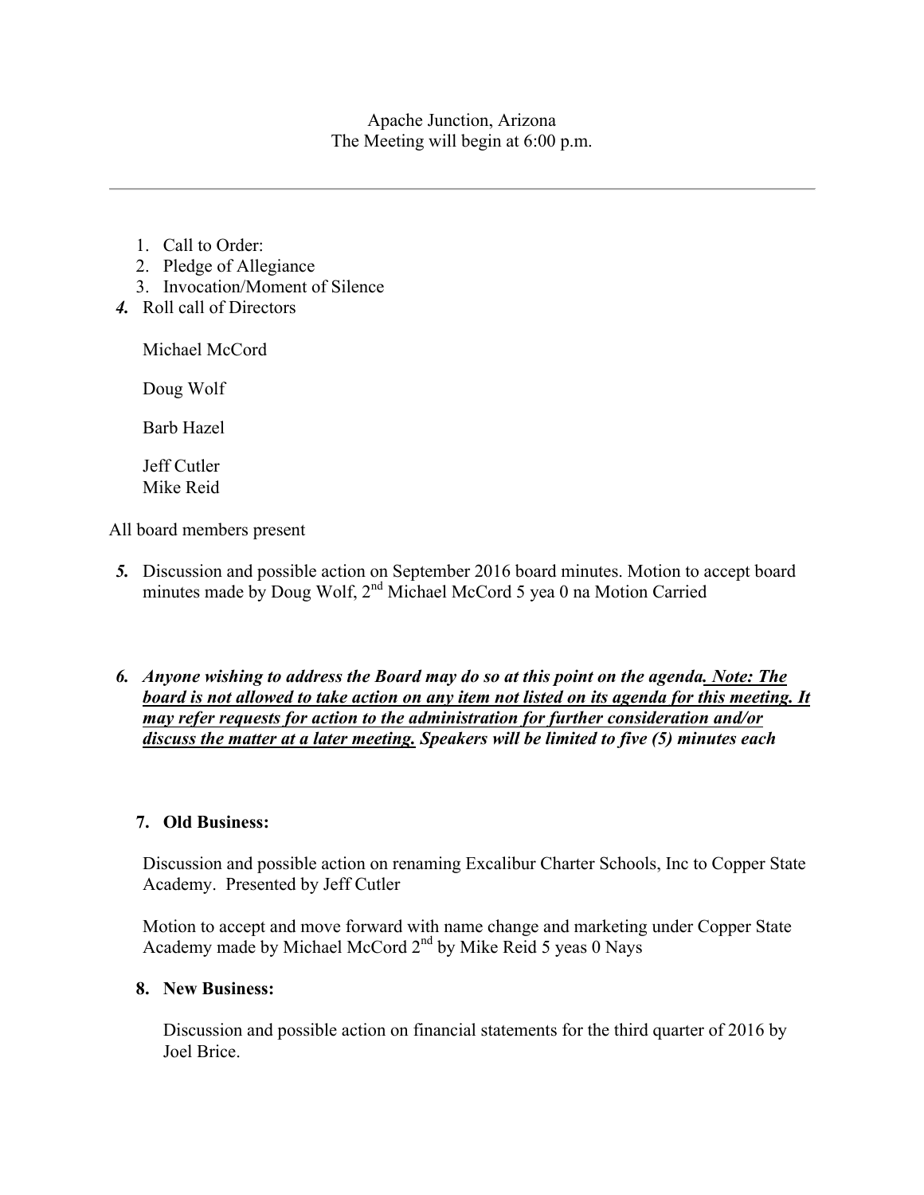Apache Junction, Arizona
The Meeting will begin at 6:00 p.m.

---

1. Call to Order:
2. Pledge of Allegiance
3. Invocation/Moment of Silence

***4.*** Roll call of Directors

Michael McCord

Doug Wolf

Barb Hazel

Jeff Cutler
Mike Reid

All board members present

***5.*** Discussion and possible action on September 2016 board minutes. Motion to accept board minutes made by Doug Wolf, 2nd Michael McCord 5 yea 0 na Motion Carried

***6. Anyone wishing to address the Board may do so at this point on the agenda. Note: The board is not allowed to take action on any item not listed on its agenda for this meeting. It may refer requests for action to the administration for further consideration and/or discuss the matter at a later meeting. Speakers will be limited to five (5) minutes each***

**7. Old Business:**

Discussion and possible action on renaming Excalibur Charter Schools, Inc to Copper State Academy. Presented by Jeff Cutler

Motion to accept and move forward with name change and marketing under Copper State Academy made by Michael McCord 2nd by Mike Reid 5 yeas 0 Nays

**8. New Business:**

Discussion and possible action on financial statements for the third quarter of 2016 by Joel Brice.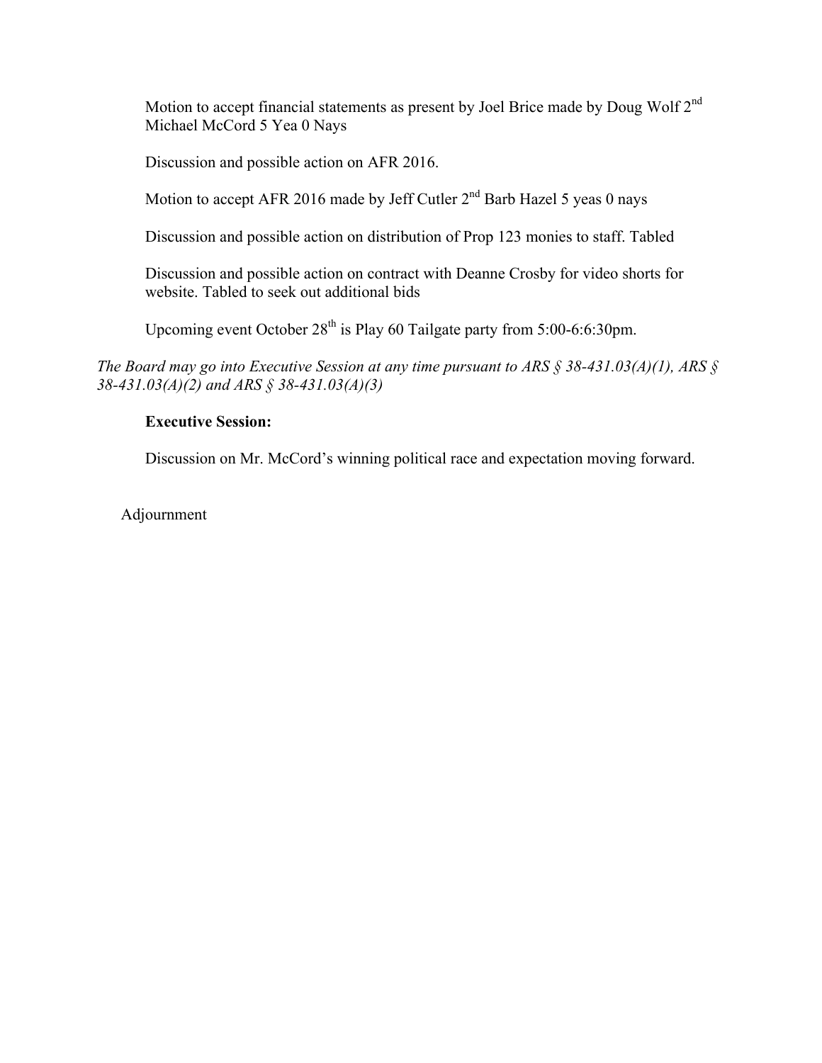Motion to accept financial statements as present by Joel Brice made by Doug Wolf 2[nd] Michael McCord 5 Yea 0 Nays

Discussion and possible action on AFR 2016.

Motion to accept AFR 2016 made by Jeff Cutler 2[nd] Barb Hazel 5 yeas 0 nays

Discussion and possible action on distribution of Prop 123 monies to staff. Tabled

Discussion and possible action on contract with Deanne Crosby for video shorts for website. Tabled to seek out additional bids

Upcoming event October 28[th] is Play 60 Tailgate party from 5:00-6:6:30pm.

*The Board may go into Executive Session at any time pursuant to ARS § 38-431.03(A)(1), ARS § 38-431.03(A)(2) and ARS § 38-431.03(A)(3)*

**Executive Session:**

Discussion on Mr. McCord's winning political race and expectation moving forward.

Adjournment